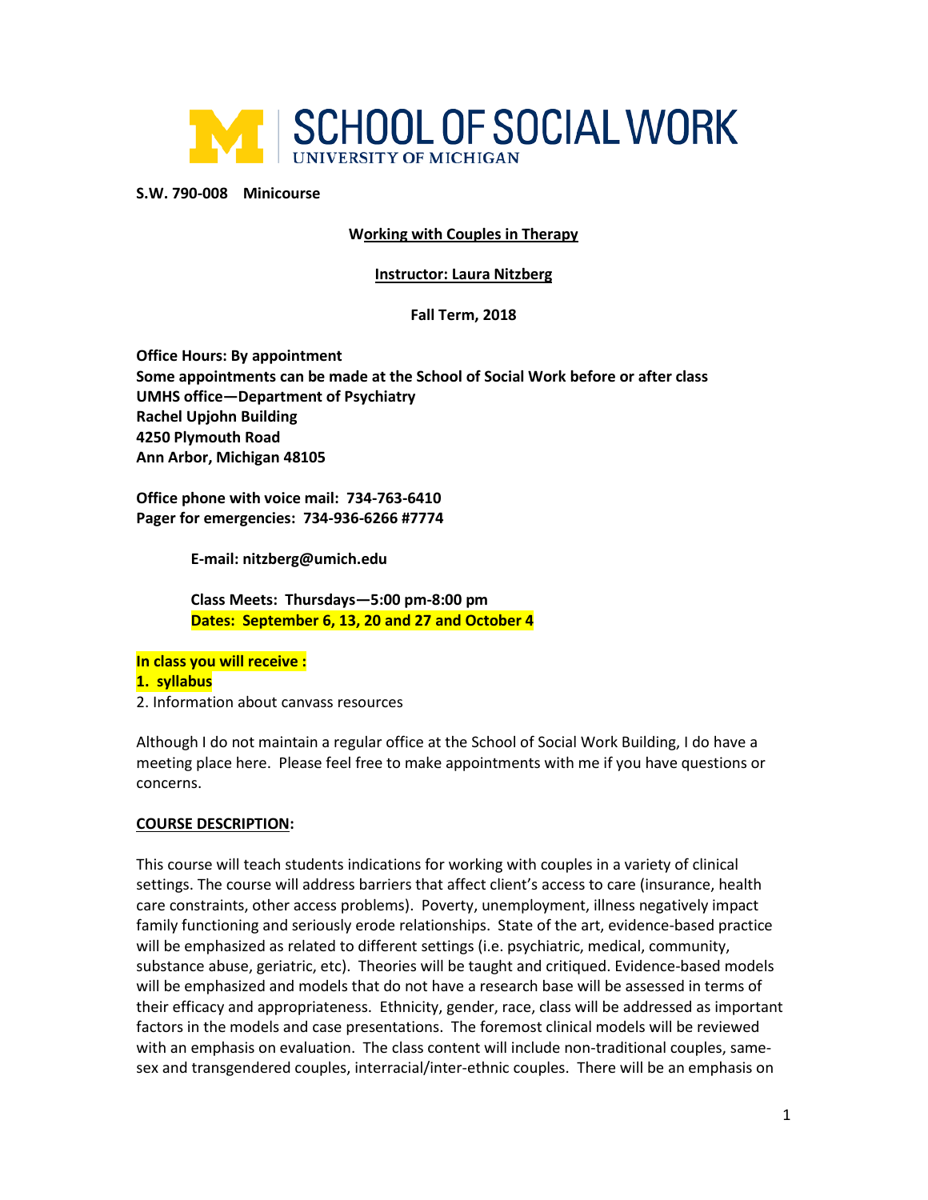SCHOOL OF SOCIAL WORK
UNIVERSITY OF MICHIGAN

**S.W. 790-008 Minicourse**

**Working with Couples in Therapy**

**Instructor: Laura Nitzberg**

**Fall Term, 2018**

**Office Hours: By appointment**
**Some appointments can be made at the School of Social Work before or after class**
**UMHS office—Department of Psychiatry**
**Rachel Upjohn Building**
**4250 Plymouth Road**
**Ann Arbor, Michigan 48105**

**Office phone with voice mail: 734-763-6410**
**Pager for emergencies: 734-936-6266 #7774**

**E-mail: nitzberg@umich.edu**

**Class Meets: Thursdays—5:00 pm-8:00 pm**
**Dates: September 6, 13, 20 and 27 and October 4**

**In class you will receive :**
**1. syllabus**
2. Information about canvass resources

Although I do not maintain a regular office at the School of Social Work Building, I do have a meeting place here. Please feel free to make appointments with me if you have questions or concerns.

**COURSE DESCRIPTION:**

This course will teach students indications for working with couples in a variety of clinical settings. The course will address barriers that affect client's access to care (insurance, health care constraints, other access problems). Poverty, unemployment, illness negatively impact family functioning and seriously erode relationships. State of the art, evidence-based practice will be emphasized as related to different settings (i.e. psychiatric, medical, community, substance abuse, geriatric, etc). Theories will be taught and critiqued. Evidence-based models will be emphasized and models that do not have a research base will be assessed in terms of their efficacy and appropriateness. Ethnicity, gender, race, class will be addressed as important factors in the models and case presentations. The foremost clinical models will be reviewed with an emphasis on evaluation. The class content will include non-traditional couples, same-sex and transgendered couples, interracial/inter-ethnic couples. There will be an emphasis on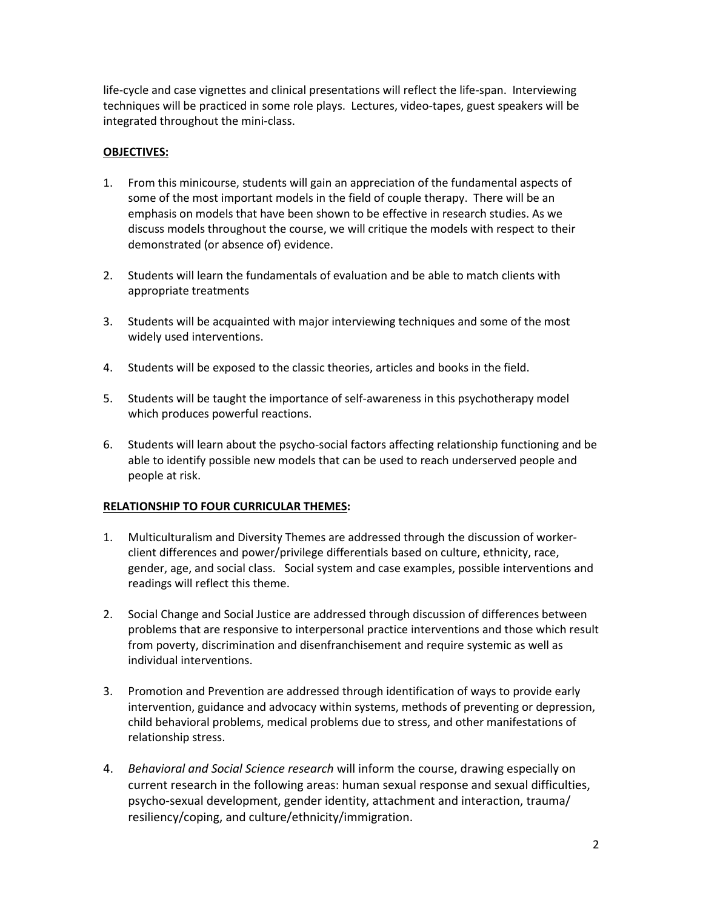life-cycle and case vignettes and clinical presentations will reflect the life-span. Interviewing techniques will be practiced in some role plays. Lectures, video-tapes, guest speakers will be integrated throughout the mini-class.

**OBJECTIVES:**

1. From this minicourse, students will gain an appreciation of the fundamental aspects of some of the most important models in the field of couple therapy. There will be an emphasis on models that have been shown to be effective in research studies. As we discuss models throughout the course, we will critique the models with respect to their demonstrated (or absence of) evidence.

2. Students will learn the fundamentals of evaluation and be able to match clients with appropriate treatments

3. Students will be acquainted with major interviewing techniques and some of the most widely used interventions.

4. Students will be exposed to the classic theories, articles and books in the field.

5. Students will be taught the importance of self-awareness in this psychotherapy model which produces powerful reactions.

6. Students will learn about the psycho-social factors affecting relationship functioning and be able to identify possible new models that can be used to reach underserved people and people at risk.

**RELATIONSHIP TO FOUR CURRICULAR THEMES:**

1. Multiculturalism and Diversity Themes are addressed through the discussion of worker-client differences and power/privilege differentials based on culture, ethnicity, race, gender, age, and social class. Social system and case examples, possible interventions and readings will reflect this theme.

2. Social Change and Social Justice are addressed through discussion of differences between problems that are responsive to interpersonal practice interventions and those which result from poverty, discrimination and disenfranchisement and require systemic as well as individual interventions.

3. Promotion and Prevention are addressed through identification of ways to provide early intervention, guidance and advocacy within systems, methods of preventing or depression, child behavioral problems, medical problems due to stress, and other manifestations of relationship stress.

4. *Behavioral and Social Science research* will inform the course, drawing especially on current research in the following areas: human sexual response and sexual difficulties, psycho-sexual development, gender identity, attachment and interaction, trauma/ resiliency/coping, and culture/ethnicity/immigration.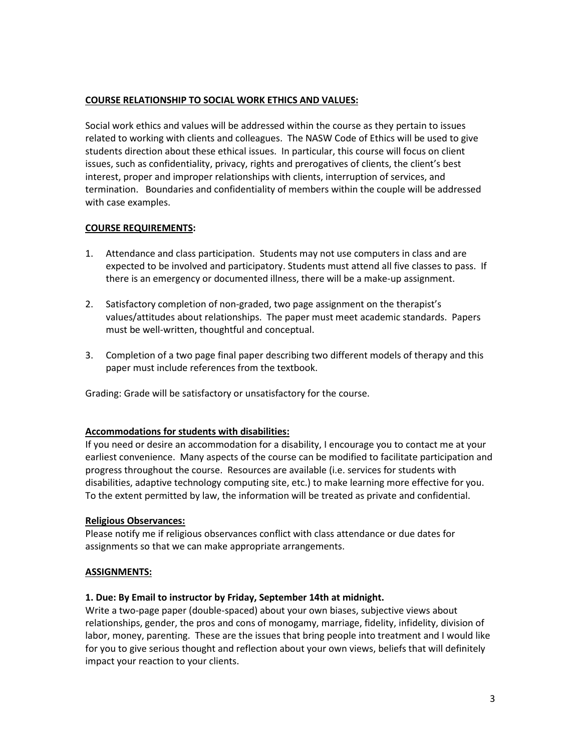**COURSE RELATIONSHIP TO SOCIAL WORK ETHICS AND VALUES:**

Social work ethics and values will be addressed within the course as they pertain to issues related to working with clients and colleagues. The NASW Code of Ethics will be used to give students direction about these ethical issues. In particular, this course will focus on client issues, such as confidentiality, privacy, rights and prerogatives of clients, the client's best interest, proper and improper relationships with clients, interruption of services, and termination. Boundaries and confidentiality of members within the couple will be addressed with case examples.

**COURSE REQUIREMENTS:**

1. Attendance and class participation. Students may not use computers in class and are expected to be involved and participatory. Students must attend all five classes to pass. If there is an emergency or documented illness, there will be a make-up assignment.

2. Satisfactory completion of non-graded, two page assignment on the therapist's values/attitudes about relationships. The paper must meet academic standards. Papers must be well-written, thoughtful and conceptual.

3. Completion of a two page final paper describing two different models of therapy and this paper must include references from the textbook.

Grading: Grade will be satisfactory or unsatisfactory for the course.

**Accommodations for students with disabilities:**

If you need or desire an accommodation for a disability, I encourage you to contact me at your earliest convenience. Many aspects of the course can be modified to facilitate participation and progress throughout the course. Resources are available (i.e. services for students with disabilities, adaptive technology computing site, etc.) to make learning more effective for you. To the extent permitted by law, the information will be treated as private and confidential.

**Religious Observances:**

Please notify me if religious observances conflict with class attendance or due dates for assignments so that we can make appropriate arrangements.

**ASSIGNMENTS:**

**1. Due: By Email to instructor by Friday, September 14th at midnight.**

Write a two-page paper (double-spaced) about your own biases, subjective views about relationships, gender, the pros and cons of monogamy, marriage, fidelity, infidelity, division of labor, money, parenting. These are the issues that bring people into treatment and I would like for you to give serious thought and reflection about your own views, beliefs that will definitely impact your reaction to your clients.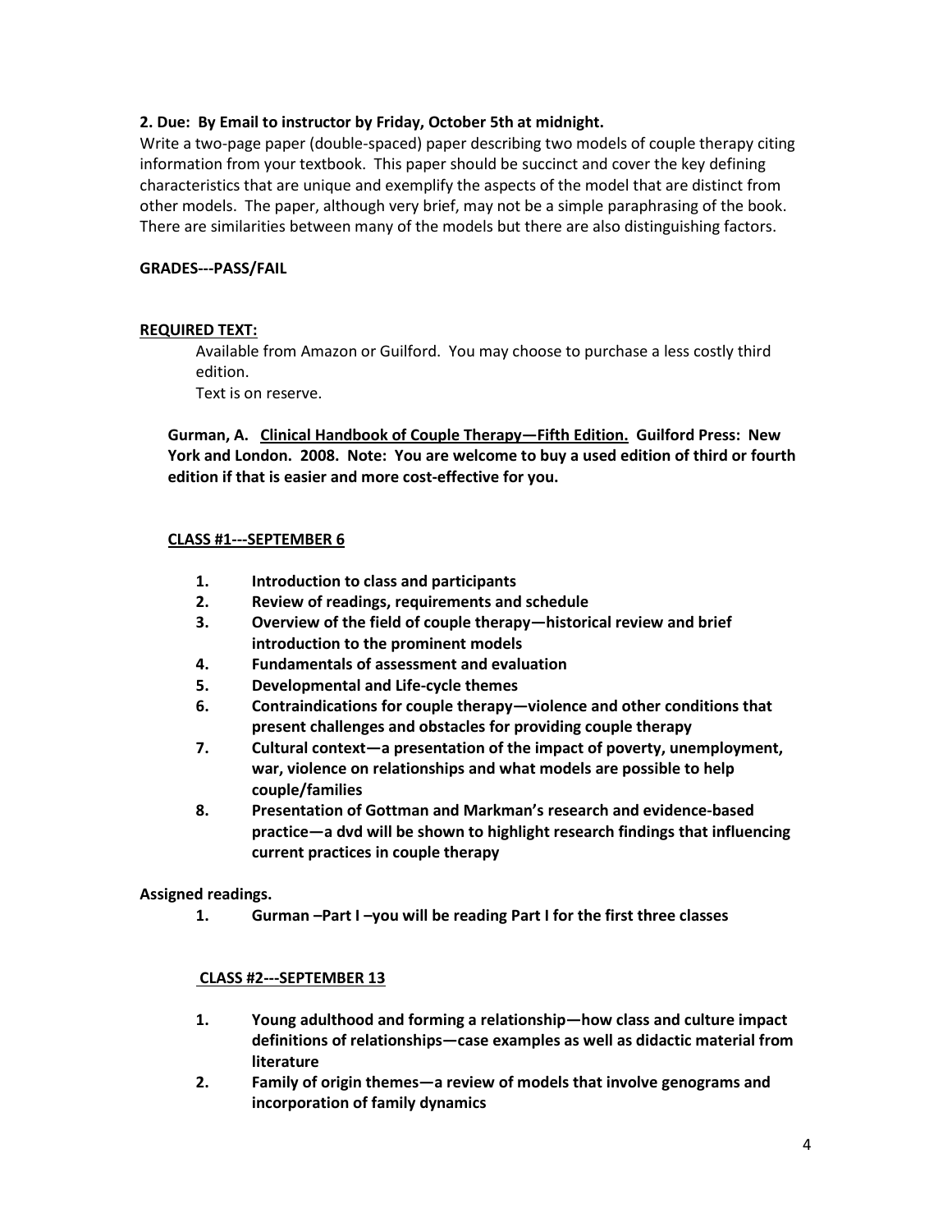**2. Due: By Email to instructor by Friday, October 5th at midnight.**
Write a two-page paper (double-spaced) paper describing two models of couple therapy citing information from your textbook. This paper should be succinct and cover the key defining characteristics that are unique and exemplify the aspects of the model that are distinct from other models. The paper, although very brief, may not be a simple paraphrasing of the book. There are similarities between many of the models but there are also distinguishing factors.

**GRADES---PASS/FAIL**

**REQUIRED TEXT:**

Available from Amazon or Guilford. You may choose to purchase a less costly third edition.
Text is on reserve.

**Gurman, A. Clinical Handbook of Couple Therapy—Fifth Edition. Guilford Press: New York and London. 2008. Note: You are welcome to buy a used edition of third or fourth edition if that is easier and more cost-effective for you.**

**CLASS #1---SEPTEMBER 6**

1. **Introduction to class and participants**
2. **Review of readings, requirements and schedule**
3. **Overview of the field of couple therapy—historical review and brief introduction to the prominent models**
4. **Fundamentals of assessment and evaluation**
5. **Developmental and Life-cycle themes**
6. **Contraindications for couple therapy—violence and other conditions that present challenges and obstacles for providing couple therapy**
7. **Cultural context—a presentation of the impact of poverty, unemployment, war, violence on relationships and what models are possible to help couple/families**
8. **Presentation of Gottman and Markman's research and evidence-based practice—a dvd will be shown to highlight research findings that influencing current practices in couple therapy**

**Assigned readings.**

1. **Gurman –Part I –you will be reading Part I for the first three classes**

**CLASS #2---SEPTEMBER 13**

1. **Young adulthood and forming a relationship—how class and culture impact definitions of relationships—case examples as well as didactic material from literature**
2. **Family of origin themes—a review of models that involve genograms and incorporation of family dynamics**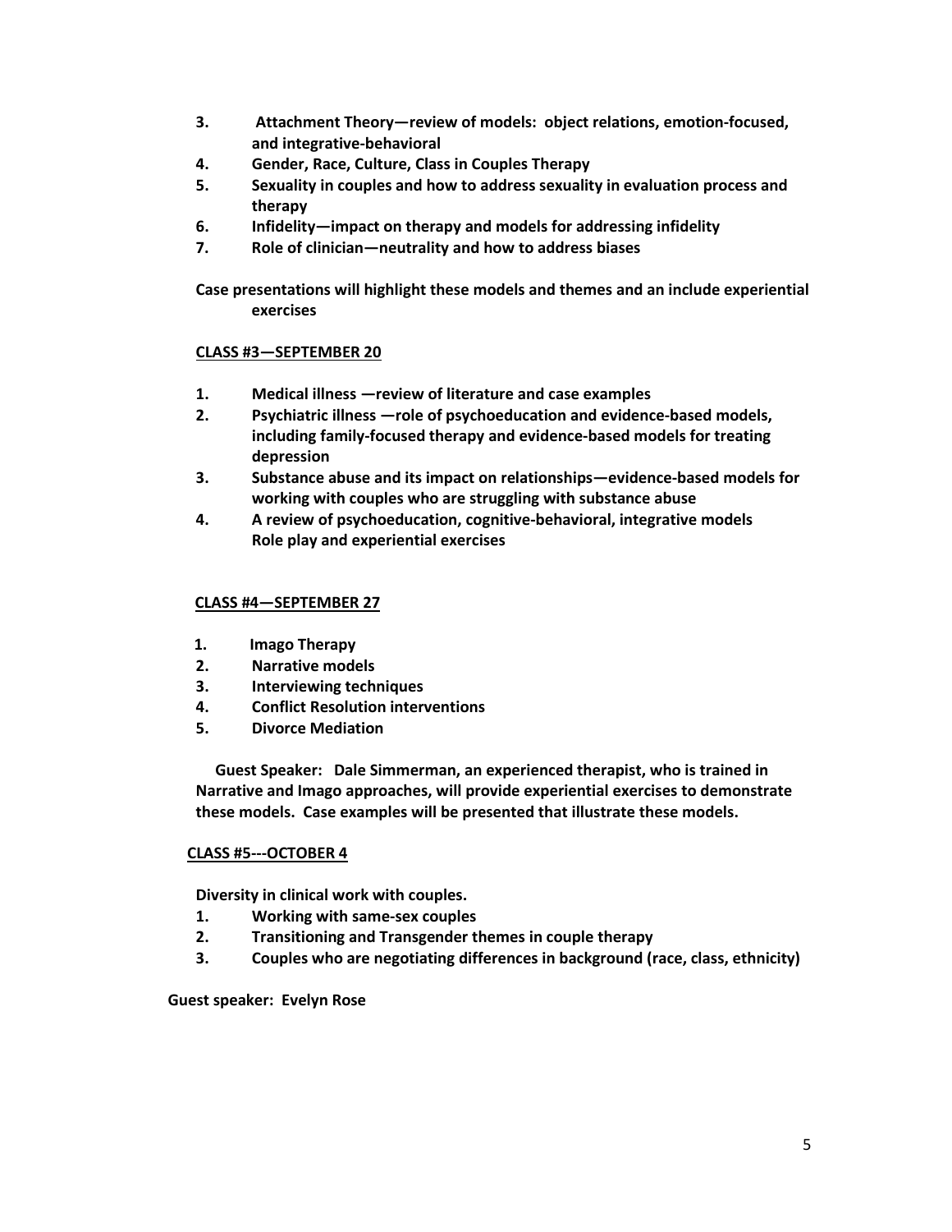3. **Attachment Theory—review of models: object relations, emotion-focused, and integrative-behavioral**
4. **Gender, Race, Culture, Class in Couples Therapy**
5. **Sexuality in couples and how to address sexuality in evaluation process and therapy**
6. **Infidelity—impact on therapy and models for addressing infidelity**
7. **Role of clinician—neutrality and how to address biases**

**Case presentations will highlight these models and themes and an include experiential exercises**

## CLASS #3—SEPTEMBER 20

1. **Medical illness —review of literature and case examples**
2. **Psychiatric illness —role of psychoeducation and evidence-based models, including family-focused therapy and evidence-based models for treating depression**
3. **Substance abuse and its impact on relationships—evidence-based models for working with couples who are struggling with substance abuse**
4. **A review of psychoeducation, cognitive-behavioral, integrative models Role play and experiential exercises**

## CLASS #4—SEPTEMBER 27

1. **Imago Therapy**
2. **Narrative models**
3. **Interviewing techniques**
4. **Conflict Resolution interventions**
5. **Divorce Mediation**

**Guest Speaker: Dale Simmerman, an experienced therapist, who is trained in Narrative and Imago approaches, will provide experiential exercises to demonstrate these models. Case examples will be presented that illustrate these models.**

## CLASS #5---OCTOBER 4

**Diversity in clinical work with couples.**

1. **Working with same-sex couples**
2. **Transitioning and Transgender themes in couple therapy**
3. **Couples who are negotiating differences in background (race, class, ethnicity)**

**Guest speaker: Evelyn Rose**